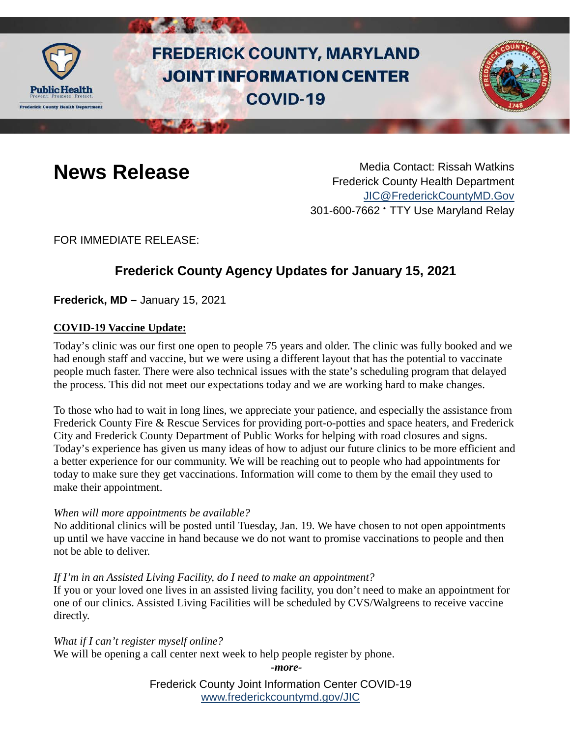# FREDERICK COUNTY, MARYLAND JOINT INFORMATION CENTER COVID-19

# News Release

Media Contact: Rissah Watkins
Frederick County Health Department
JIC@FrederickCountyMD.Gov
301-600-7662 • TTY Use Maryland Relay

FOR IMMEDIATE RELEASE:

## Frederick County Agency Updates for January 15, 2021

**Frederick, MD –** January 15, 2021

**COVID-19 Vaccine Update:**

Today's clinic was our first one open to people 75 years and older. The clinic was fully booked and we had enough staff and vaccine, but we were using a different layout that has the potential to vaccinate people much faster. There were also technical issues with the state's scheduling program that delayed the process. This did not meet our expectations today and we are working hard to make changes.

To those who had to wait in long lines, we appreciate your patience, and especially the assistance from Frederick County Fire & Rescue Services for providing port-o-potties and space heaters, and Frederick City and Frederick County Department of Public Works for helping with road closures and signs. Today's experience has given us many ideas of how to adjust our future clinics to be more efficient and a better experience for our community. We will be reaching out to people who had appointments for today to make sure they get vaccinations. Information will come to them by the email they used to make their appointment.

*When will more appointments be available?*
No additional clinics will be posted until Tuesday, Jan. 19. We have chosen to not open appointments up until we have vaccine in hand because we do not want to promise vaccinations to people and then not be able to deliver.

*If I'm in an Assisted Living Facility, do I need to make an appointment?*
If you or your loved one lives in an assisted living facility, you don't need to make an appointment for one of our clinics. Assisted Living Facilities will be scheduled by CVS/Walgreens to receive vaccine directly.

*What if I can't register myself online?*
We will be opening a call center next week to help people register by phone.

***-more-***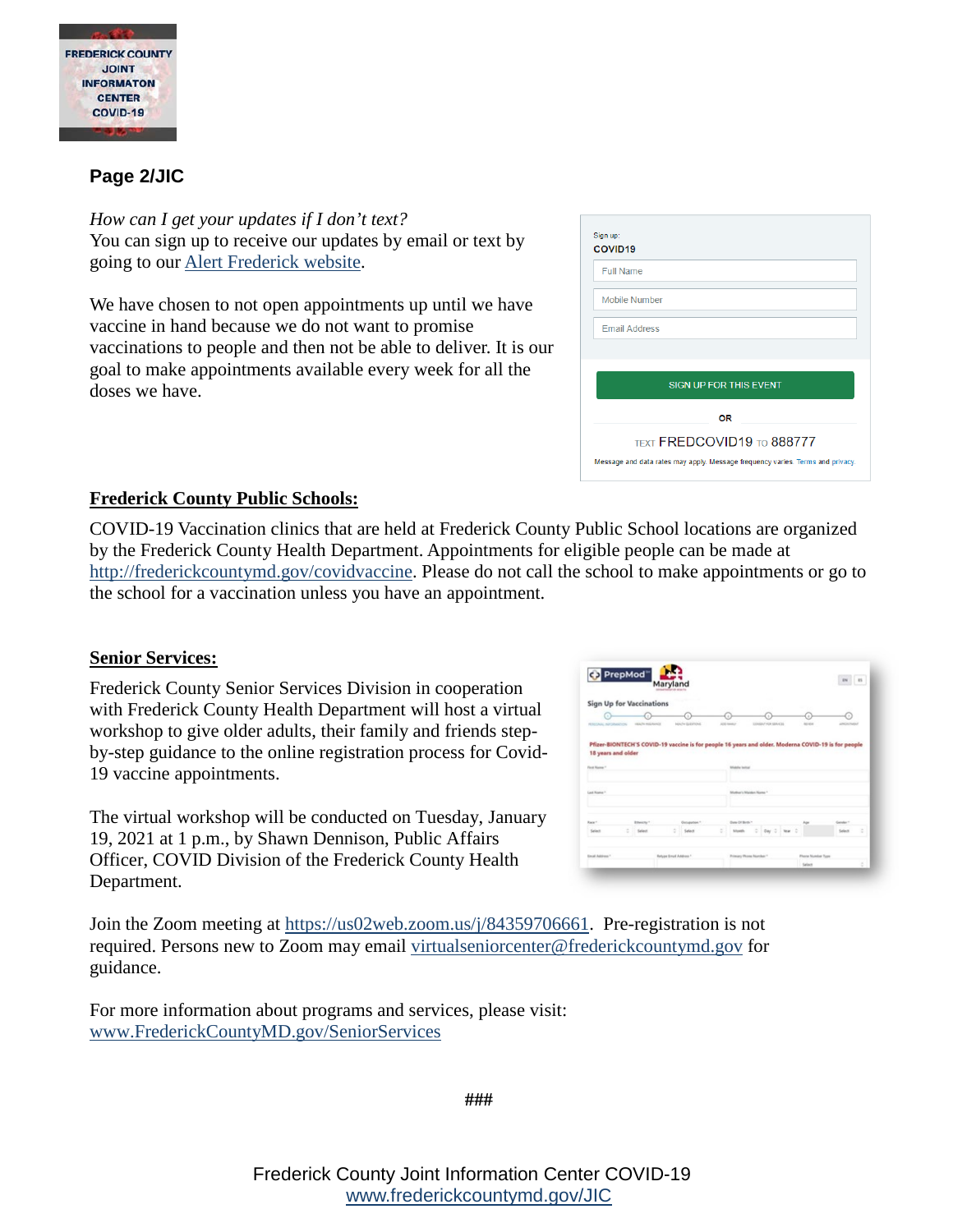## Page 2/JIC

*How can I get your updates if I don't text?*
You can sign up to receive our updates by email or text by going to our Alert Frederick website.

We have chosen to not open appointments up until we have vaccine in hand because we do not want to promise vaccinations to people and then not be able to deliver. It is our goal to make appointments available every week for all the doses we have.

Sign up:
COVID19

Full Name
Mobile Number
Email Address

SIGN UP FOR THIS EVENT

OR

TEXT FREDCOVID19 TO 888777

Message and data rates may apply. Message frequency varies. Terms and privacy.

### Frederick County Public Schools:

COVID-19 Vaccination clinics that are held at Frederick County Public School locations are organized by the Frederick County Health Department. Appointments for eligible people can be made at http://frederickcountymd.gov/covidvaccine. Please do not call the school to make appointments or go to the school for a vaccination unless you have an appointment.

### Senior Services:

Frederick County Senior Services Division in cooperation with Frederick County Health Department will host a virtual workshop to give older adults, their family and friends step-by-step guidance to the online registration process for Covid-19 vaccine appointments.

The virtual workshop will be conducted on Tuesday, January 19, 2021 at 1 p.m., by Shawn Dennison, Public Affairs Officer, COVID Division of the Frederick County Health Department.

Join the Zoom meeting at https://us02web.zoom.us/j/84359706661. Pre-registration is not required. Persons new to Zoom may email virtualseniorcenter@frederickcountymd.gov for guidance.

For more information about programs and services, please visit:
www.FrederickCountyMD.gov/SeniorServices

###

Frederick County Joint Information Center COVID-19
www.frederickcountymd.gov/JIC